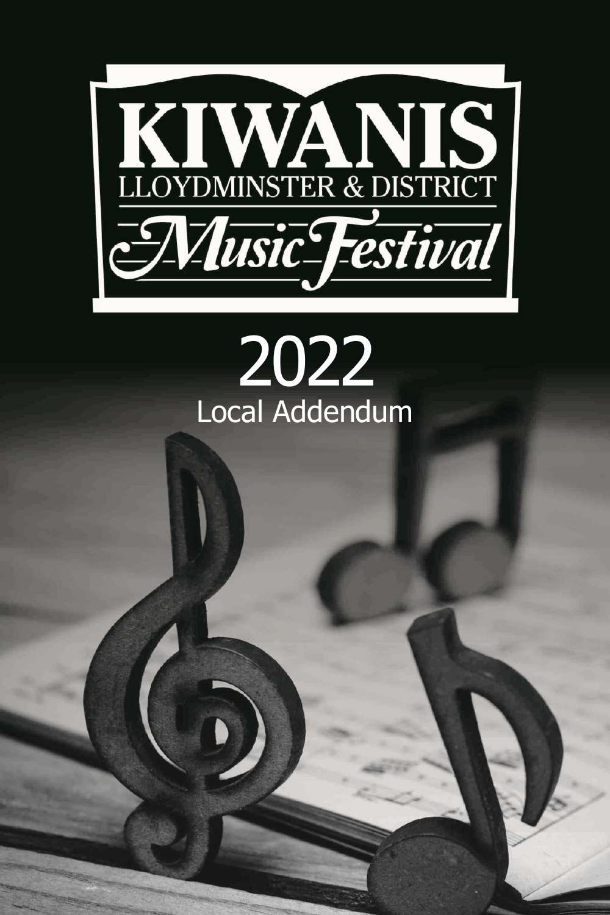# KIWANIS

LLOYDMINSTER & DISTRICT

## Music Festival

# 2022

Local Addendum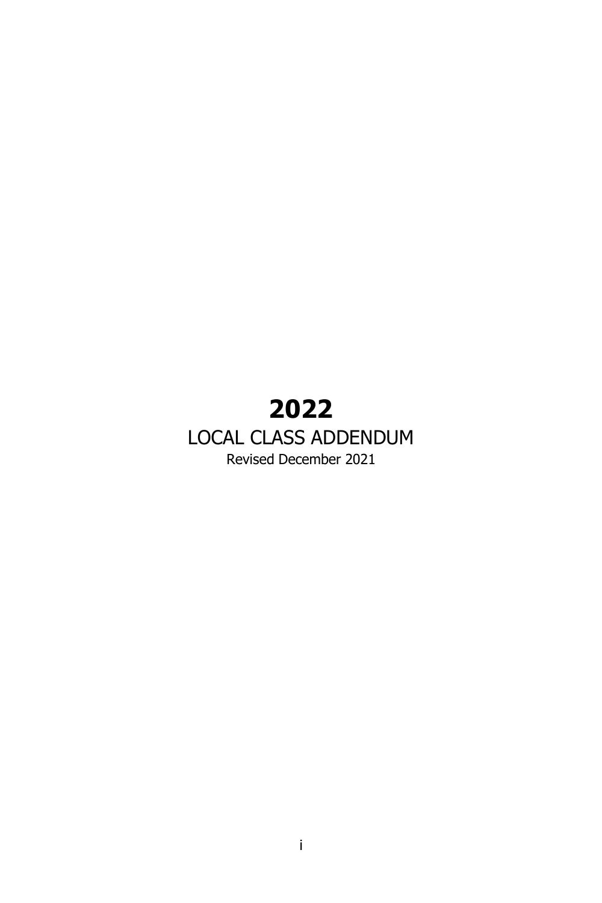# 2022

## LOCAL CLASS ADDENDUM

Revised December 2021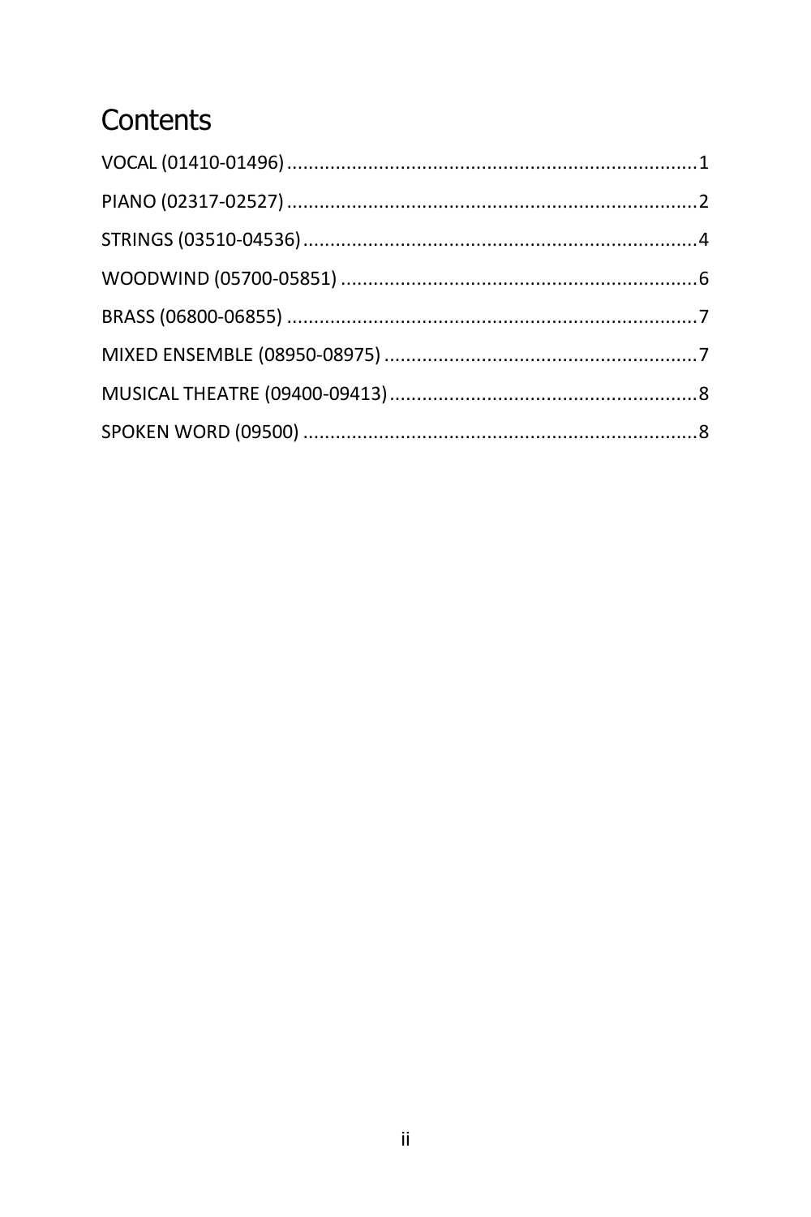# Contents

VOCAL (01410-01496) ........................................................................ 1

PIANO (02317-02527) ........................................................................ 2

STRINGS (03510-04536) ..................................................................... 4

WOODWIND (05700-05851) ................................................................ 6

BRASS (06800-06855) ......................................................................... 7

MIXED ENSEMBLE (08950-08975) ...................................................... 7

MUSICAL THEATRE (09400-09413) ..................................................... 8

SPOKEN WORD (09500) ..................................................................... 8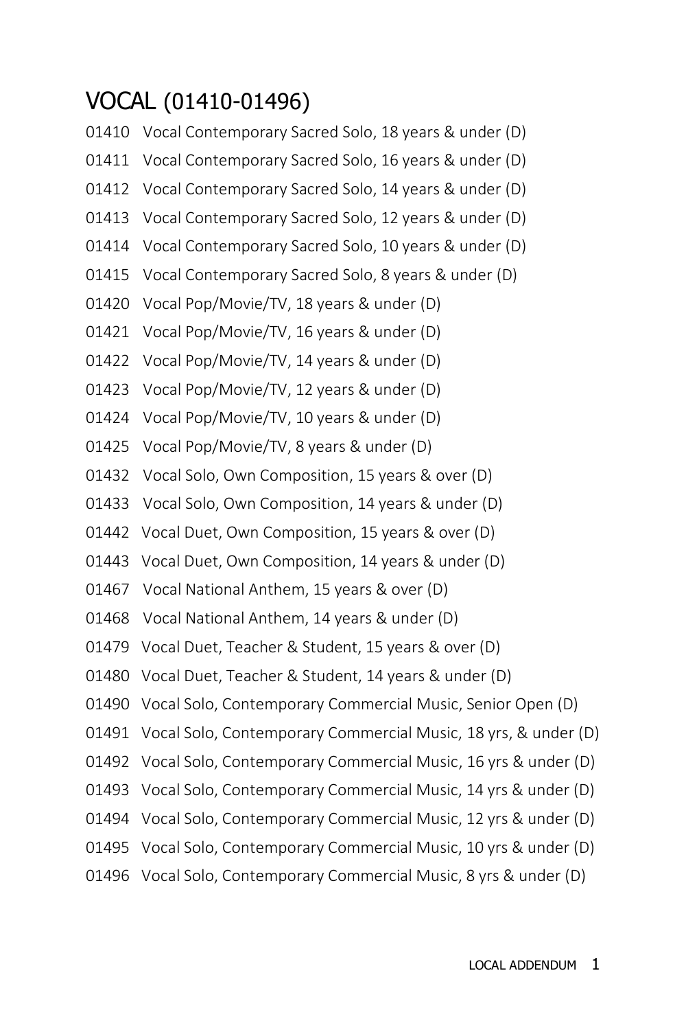# VOCAL (01410-01496)

01410 Vocal Contemporary Sacred Solo, 18 years & under (D)

01411 Vocal Contemporary Sacred Solo, 16 years & under (D)

01412 Vocal Contemporary Sacred Solo, 14 years & under (D)

01413 Vocal Contemporary Sacred Solo, 12 years & under (D)

01414 Vocal Contemporary Sacred Solo, 10 years & under (D)

01415 Vocal Contemporary Sacred Solo, 8 years & under (D)

01420 Vocal Pop/Movie/TV, 18 years & under (D)

01421 Vocal Pop/Movie/TV, 16 years & under (D)

01422 Vocal Pop/Movie/TV, 14 years & under (D)

01423 Vocal Pop/Movie/TV, 12 years & under (D)

01424 Vocal Pop/Movie/TV, 10 years & under (D)

01425 Vocal Pop/Movie/TV, 8 years & under (D)

01432 Vocal Solo, Own Composition, 15 years & over (D)

01433 Vocal Solo, Own Composition, 14 years & under (D)

01442 Vocal Duet, Own Composition, 15 years & over (D)

01443 Vocal Duet, Own Composition, 14 years & under (D)

01467 Vocal National Anthem, 15 years & over (D)

01468 Vocal National Anthem, 14 years & under (D)

01479 Vocal Duet, Teacher & Student, 15 years & over (D)

01480 Vocal Duet, Teacher & Student, 14 years & under (D)

01490 Vocal Solo, Contemporary Commercial Music, Senior Open (D)

01491 Vocal Solo, Contemporary Commercial Music, 18 yrs, & under (D)

01492 Vocal Solo, Contemporary Commercial Music, 16 yrs & under (D)

01493 Vocal Solo, Contemporary Commercial Music, 14 yrs & under (D)

01494 Vocal Solo, Contemporary Commercial Music, 12 yrs & under (D)

01495 Vocal Solo, Contemporary Commercial Music, 10 yrs & under (D)

01496 Vocal Solo, Contemporary Commercial Music, 8 yrs & under (D)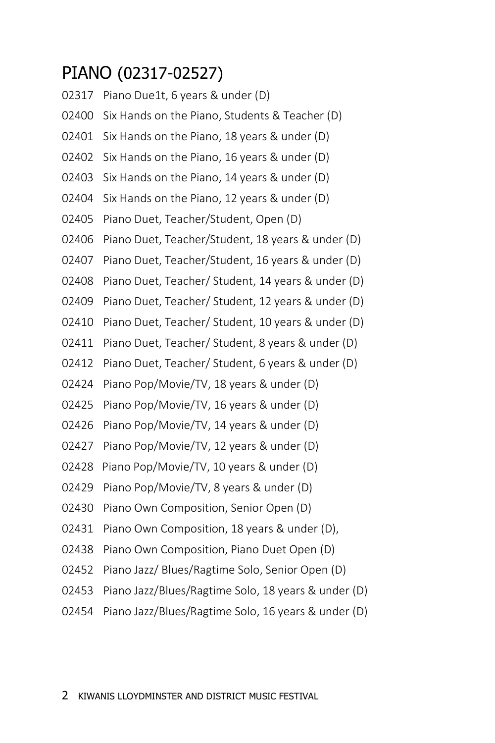## PIANO (02317-02527)

02317 Piano Due1t, 6 years & under (D)

02400 Six Hands on the Piano, Students & Teacher (D)

02401 Six Hands on the Piano, 18 years & under (D)

02402 Six Hands on the Piano, 16 years & under (D)

02403 Six Hands on the Piano, 14 years & under (D)

02404 Six Hands on the Piano, 12 years & under (D)

02405 Piano Duet, Teacher/Student, Open (D)

02406 Piano Duet, Teacher/Student, 18 years & under (D)

02407 Piano Duet, Teacher/Student, 16 years & under (D)

02408 Piano Duet, Teacher/ Student, 14 years & under (D)

02409 Piano Duet, Teacher/ Student, 12 years & under (D)

02410 Piano Duet, Teacher/ Student, 10 years & under (D)

02411 Piano Duet, Teacher/ Student, 8 years & under (D)

02412 Piano Duet, Teacher/ Student, 6 years & under (D)

02424 Piano Pop/Movie/TV, 18 years & under (D)

02425 Piano Pop/Movie/TV, 16 years & under (D)

02426 Piano Pop/Movie/TV, 14 years & under (D)

02427 Piano Pop/Movie/TV, 12 years & under (D)

02428 Piano Pop/Movie/TV, 10 years & under (D)

02429 Piano Pop/Movie/TV, 8 years & under (D)

02430 Piano Own Composition, Senior Open (D)

02431 Piano Own Composition, 18 years & under (D),

02438 Piano Own Composition, Piano Duet Open (D)

02452 Piano Jazz/ Blues/Ragtime Solo, Senior Open (D)

02453 Piano Jazz/Blues/Ragtime Solo, 18 years & under (D)

02454 Piano Jazz/Blues/Ragtime Solo, 16 years & under (D)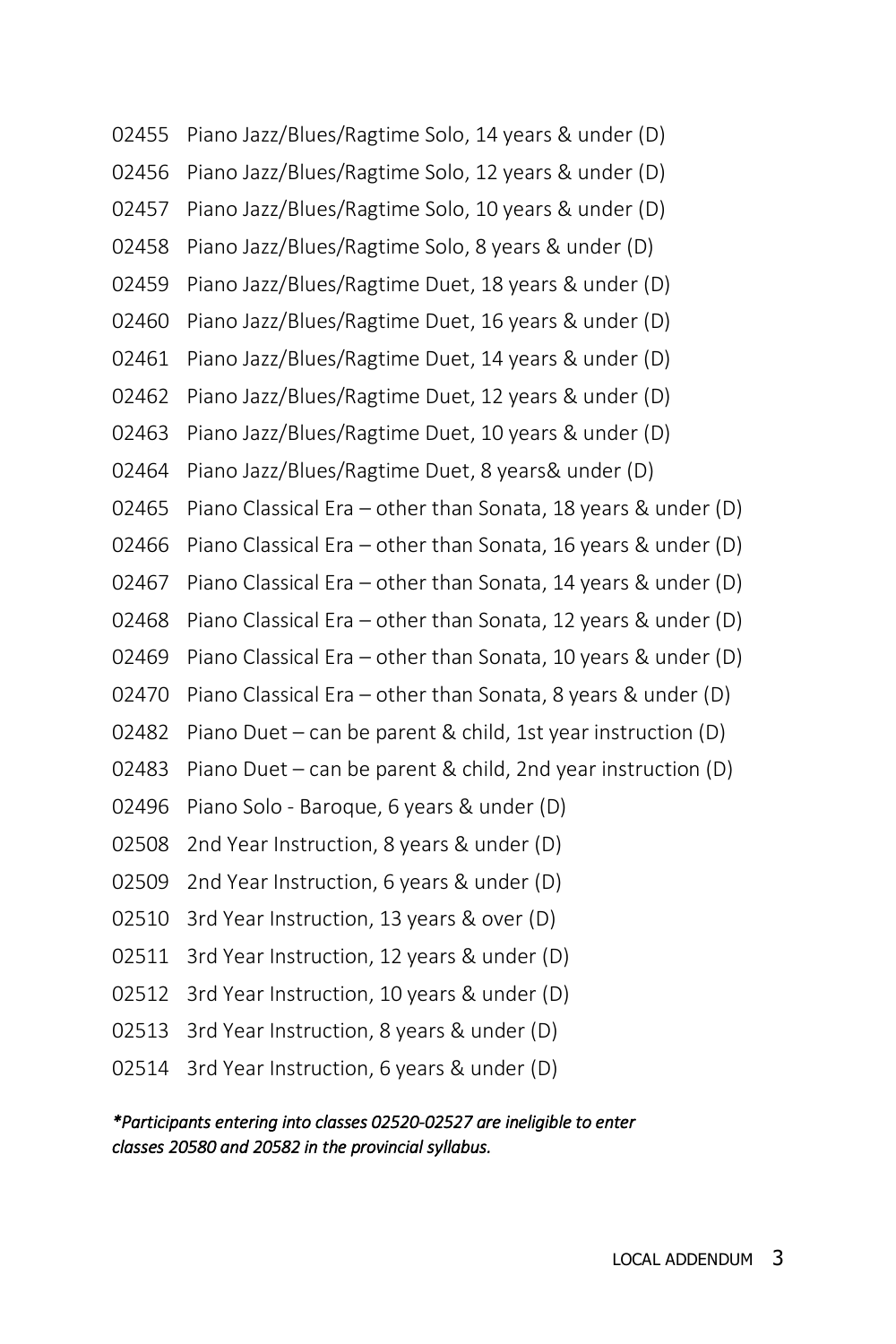02455 Piano Jazz/Blues/Ragtime Solo, 14 years & under (D)

02456 Piano Jazz/Blues/Ragtime Solo, 12 years & under (D)

02457 Piano Jazz/Blues/Ragtime Solo, 10 years & under (D)

02458 Piano Jazz/Blues/Ragtime Solo, 8 years & under (D)

02459 Piano Jazz/Blues/Ragtime Duet, 18 years & under (D)

02460 Piano Jazz/Blues/Ragtime Duet, 16 years & under (D)

02461 Piano Jazz/Blues/Ragtime Duet, 14 years & under (D)

02462 Piano Jazz/Blues/Ragtime Duet, 12 years & under (D)

02463 Piano Jazz/Blues/Ragtime Duet, 10 years & under (D)

02464 Piano Jazz/Blues/Ragtime Duet, 8 years& under (D)

02465 Piano Classical Era – other than Sonata, 18 years & under (D)

02466 Piano Classical Era – other than Sonata, 16 years & under (D)

02467 Piano Classical Era – other than Sonata, 14 years & under (D)

02468 Piano Classical Era – other than Sonata, 12 years & under (D)

02469 Piano Classical Era – other than Sonata, 10 years & under (D)

02470 Piano Classical Era – other than Sonata, 8 years & under (D)

02482 Piano Duet – can be parent & child, 1st year instruction (D)

02483 Piano Duet – can be parent & child, 2nd year instruction (D)

02496 Piano Solo - Baroque, 6 years & under (D)

02508 2nd Year Instruction, 8 years & under (D)

02509 2nd Year Instruction, 6 years & under (D)

02510 3rd Year Instruction, 13 years & over (D)

02511 3rd Year Instruction, 12 years & under (D)

02512 3rd Year Instruction, 10 years & under (D)

02513 3rd Year Instruction, 8 years & under (D)

02514 3rd Year Instruction, 6 years & under (D)

***Participants entering into classes 02520-02527 are ineligible to enter classes 20580 and 20582 in the provincial syllabus.***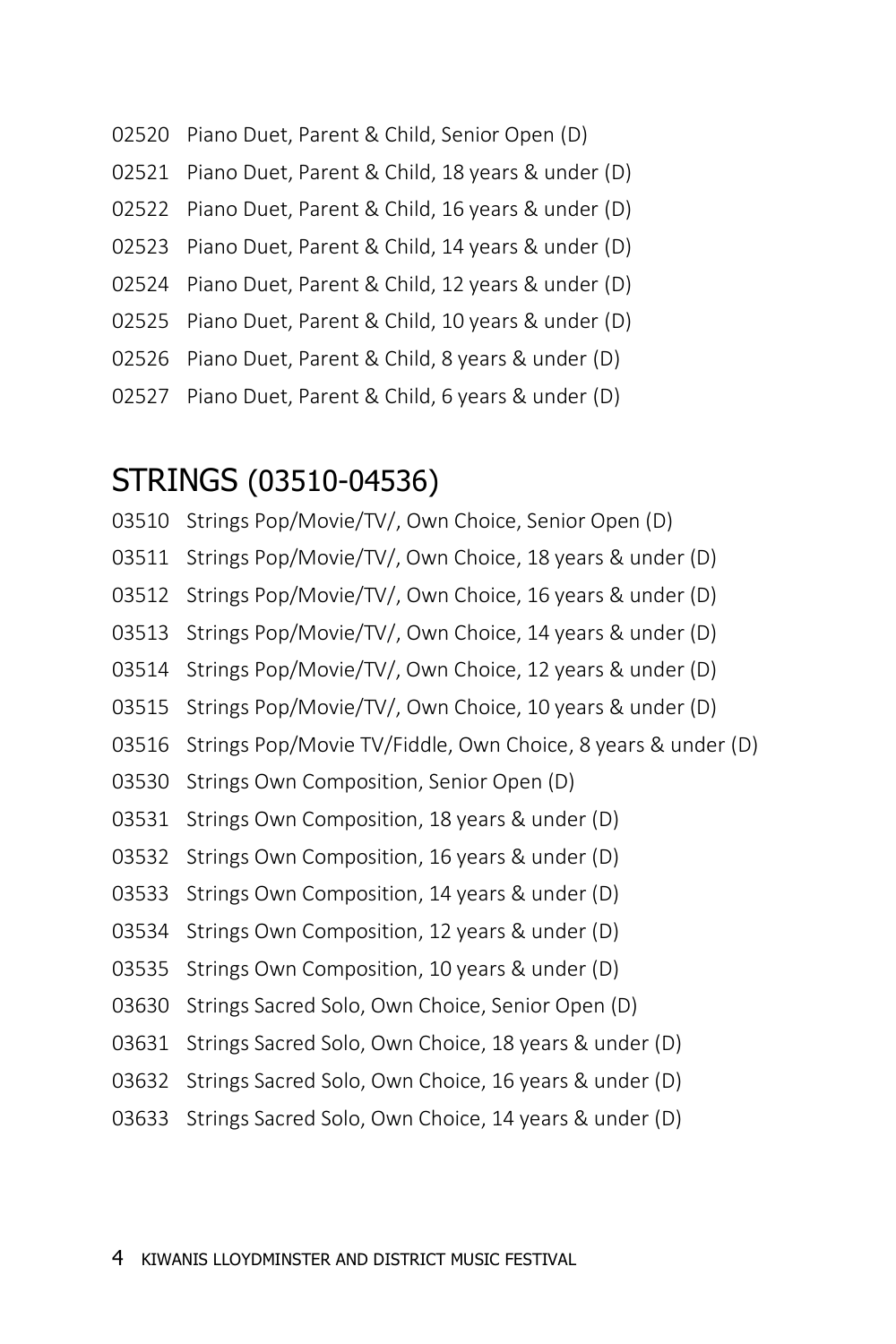02520 Piano Duet, Parent & Child, Senior Open (D)

02521 Piano Duet, Parent & Child, 18 years & under (D)

02522 Piano Duet, Parent & Child, 16 years & under (D)

02523 Piano Duet, Parent & Child, 14 years & under (D)

02524 Piano Duet, Parent & Child, 12 years & under (D)

02525 Piano Duet, Parent & Child, 10 years & under (D)

02526 Piano Duet, Parent & Child, 8 years & under (D)

02527 Piano Duet, Parent & Child, 6 years & under (D)

## STRINGS (03510-04536)

03510 Strings Pop/Movie/TV/, Own Choice, Senior Open (D)

03511 Strings Pop/Movie/TV/, Own Choice, 18 years & under (D)

03512 Strings Pop/Movie/TV/, Own Choice, 16 years & under (D)

03513 Strings Pop/Movie/TV/, Own Choice, 14 years & under (D)

03514 Strings Pop/Movie/TV/, Own Choice, 12 years & under (D)

03515 Strings Pop/Movie/TV/, Own Choice, 10 years & under (D)

03516 Strings Pop/Movie TV/Fiddle, Own Choice, 8 years & under (D)

03530 Strings Own Composition, Senior Open (D)

03531 Strings Own Composition, 18 years & under (D)

03532 Strings Own Composition, 16 years & under (D)

03533 Strings Own Composition, 14 years & under (D)

03534 Strings Own Composition, 12 years & under (D)

03535 Strings Own Composition, 10 years & under (D)

03630 Strings Sacred Solo, Own Choice, Senior Open (D)

03631 Strings Sacred Solo, Own Choice, 18 years & under (D)

03632 Strings Sacred Solo, Own Choice, 16 years & under (D)

03633 Strings Sacred Solo, Own Choice, 14 years & under (D)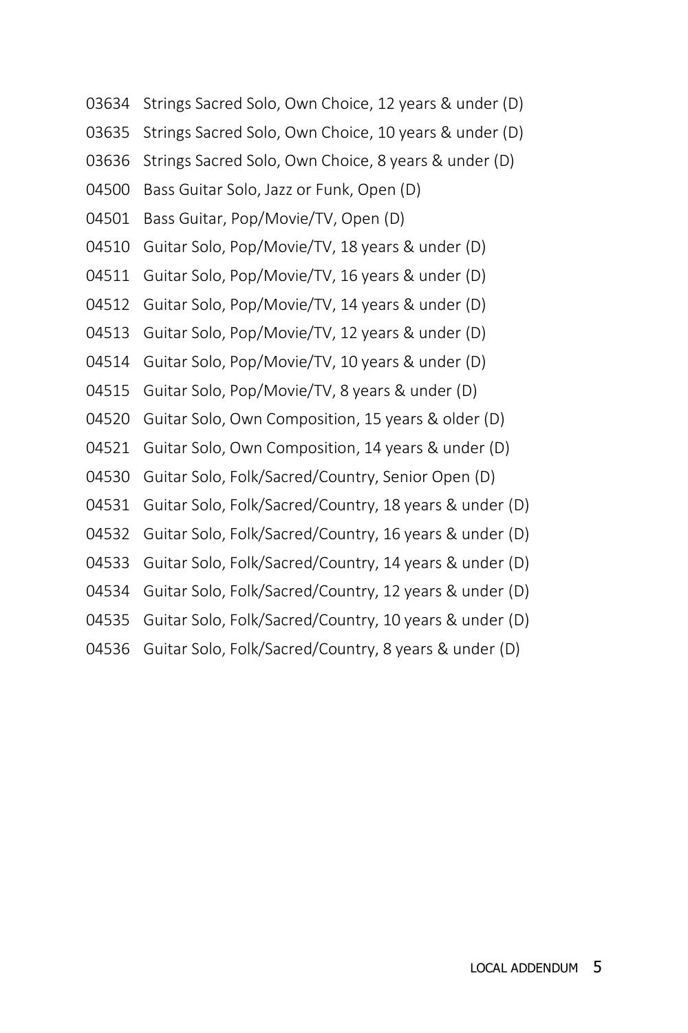03634 Strings Sacred Solo, Own Choice, 12 years & under (D)

03635 Strings Sacred Solo, Own Choice, 10 years & under (D)

03636 Strings Sacred Solo, Own Choice, 8 years & under (D)

04500 Bass Guitar Solo, Jazz or Funk, Open (D)

04501 Bass Guitar, Pop/Movie/TV, Open (D)

04510 Guitar Solo, Pop/Movie/TV, 18 years & under (D)

04511 Guitar Solo, Pop/Movie/TV, 16 years & under (D)

04512 Guitar Solo, Pop/Movie/TV, 14 years & under (D)

04513 Guitar Solo, Pop/Movie/TV, 12 years & under (D)

04514 Guitar Solo, Pop/Movie/TV, 10 years & under (D)

04515 Guitar Solo, Pop/Movie/TV, 8 years & under (D)

04520 Guitar Solo, Own Composition, 15 years & older (D)

04521 Guitar Solo, Own Composition, 14 years & under (D)

04530 Guitar Solo, Folk/Sacred/Country, Senior Open (D)

04531 Guitar Solo, Folk/Sacred/Country, 18 years & under (D)

04532 Guitar Solo, Folk/Sacred/Country, 16 years & under (D)

04533 Guitar Solo, Folk/Sacred/Country, 14 years & under (D)

04534 Guitar Solo, Folk/Sacred/Country, 12 years & under (D)

04535 Guitar Solo, Folk/Sacred/Country, 10 years & under (D)

04536 Guitar Solo, Folk/Sacred/Country, 8 years & under (D)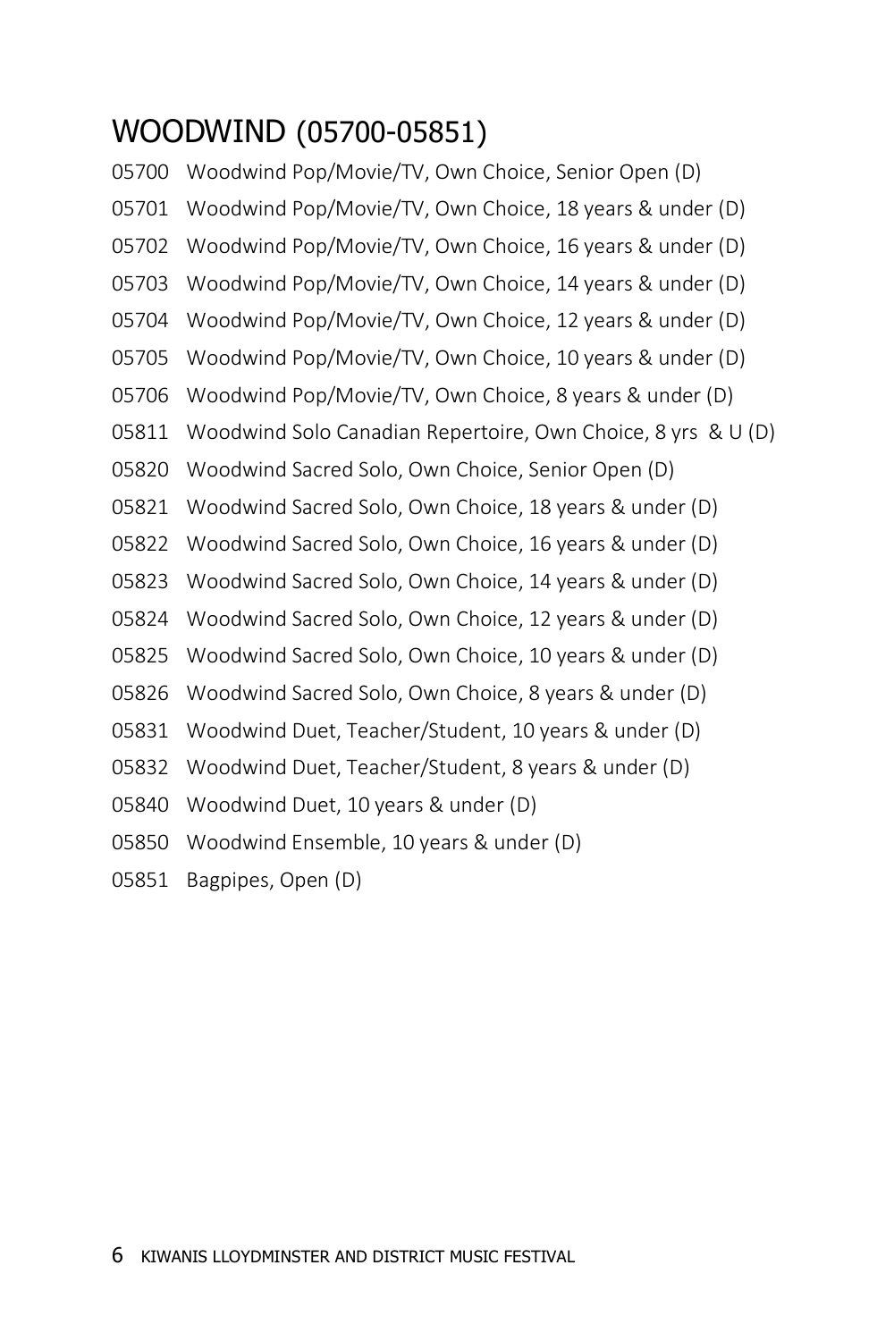## WOODWIND (05700-05851)

05700 Woodwind Pop/Movie/TV, Own Choice, Senior Open (D)

05701 Woodwind Pop/Movie/TV, Own Choice, 18 years & under (D)

05702 Woodwind Pop/Movie/TV, Own Choice, 16 years & under (D)

05703 Woodwind Pop/Movie/TV, Own Choice, 14 years & under (D)

05704 Woodwind Pop/Movie/TV, Own Choice, 12 years & under (D)

05705 Woodwind Pop/Movie/TV, Own Choice, 10 years & under (D)

05706 Woodwind Pop/Movie/TV, Own Choice, 8 years & under (D)

05811 Woodwind Solo Canadian Repertoire, Own Choice, 8 yrs & U (D)

05820 Woodwind Sacred Solo, Own Choice, Senior Open (D)

05821 Woodwind Sacred Solo, Own Choice, 18 years & under (D)

05822 Woodwind Sacred Solo, Own Choice, 16 years & under (D)

05823 Woodwind Sacred Solo, Own Choice, 14 years & under (D)

05824 Woodwind Sacred Solo, Own Choice, 12 years & under (D)

05825 Woodwind Sacred Solo, Own Choice, 10 years & under (D)

05826 Woodwind Sacred Solo, Own Choice, 8 years & under (D)

05831 Woodwind Duet, Teacher/Student, 10 years & under (D)

05832 Woodwind Duet, Teacher/Student, 8 years & under (D)

05840 Woodwind Duet, 10 years & under (D)

05850 Woodwind Ensemble, 10 years & under (D)

05851 Bagpipes, Open (D)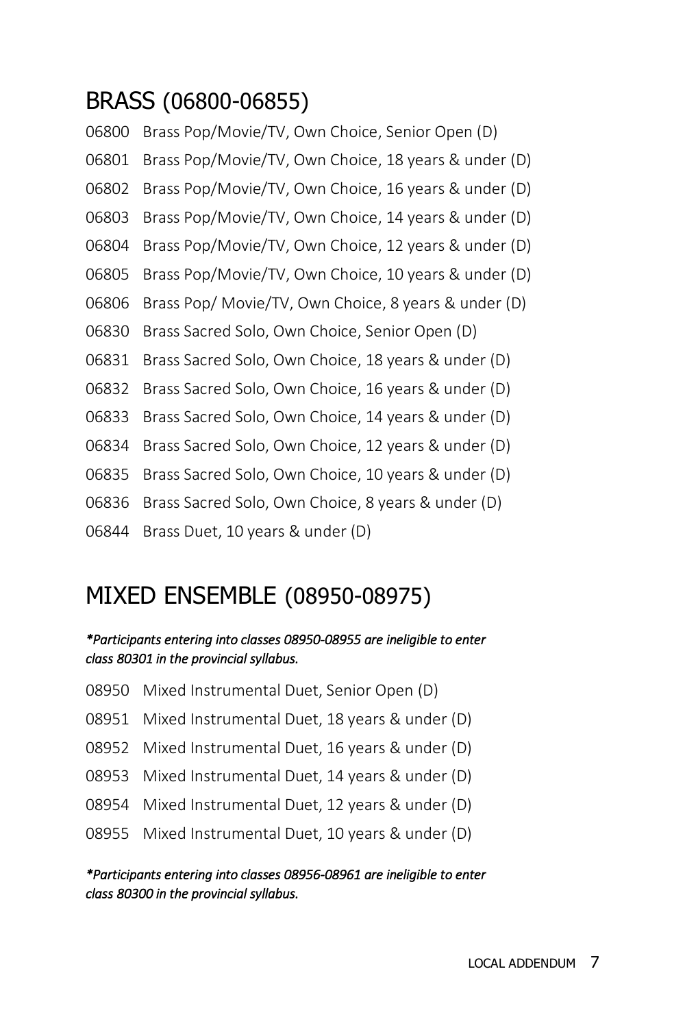## BRASS (06800-06855)

06800 Brass Pop/Movie/TV, Own Choice, Senior Open (D)

06801 Brass Pop/Movie/TV, Own Choice, 18 years & under (D)

06802 Brass Pop/Movie/TV, Own Choice, 16 years & under (D)

06803 Brass Pop/Movie/TV, Own Choice, 14 years & under (D)

06804 Brass Pop/Movie/TV, Own Choice, 12 years & under (D)

06805 Brass Pop/Movie/TV, Own Choice, 10 years & under (D)

06806 Brass Pop/ Movie/TV, Own Choice, 8 years & under (D)

06830 Brass Sacred Solo, Own Choice, Senior Open (D)

06831 Brass Sacred Solo, Own Choice, 18 years & under (D)

06832 Brass Sacred Solo, Own Choice, 16 years & under (D)

06833 Brass Sacred Solo, Own Choice, 14 years & under (D)

06834 Brass Sacred Solo, Own Choice, 12 years & under (D)

06835 Brass Sacred Solo, Own Choice, 10 years & under (D)

06836 Brass Sacred Solo, Own Choice, 8 years & under (D)

06844 Brass Duet, 10 years & under (D)

## MIXED ENSEMBLE (08950-08975)

***Participants entering into classes 08950-08955 are ineligible to enter class 80301 in the provincial syllabus.***

08950 Mixed Instrumental Duet, Senior Open (D)

08951 Mixed Instrumental Duet, 18 years & under (D)

08952 Mixed Instrumental Duet, 16 years & under (D)

08953 Mixed Instrumental Duet, 14 years & under (D)

08954 Mixed Instrumental Duet, 12 years & under (D)

08955 Mixed Instrumental Duet, 10 years & under (D)

***Participants entering into classes 08956-08961 are ineligible to enter class 80300 in the provincial syllabus.***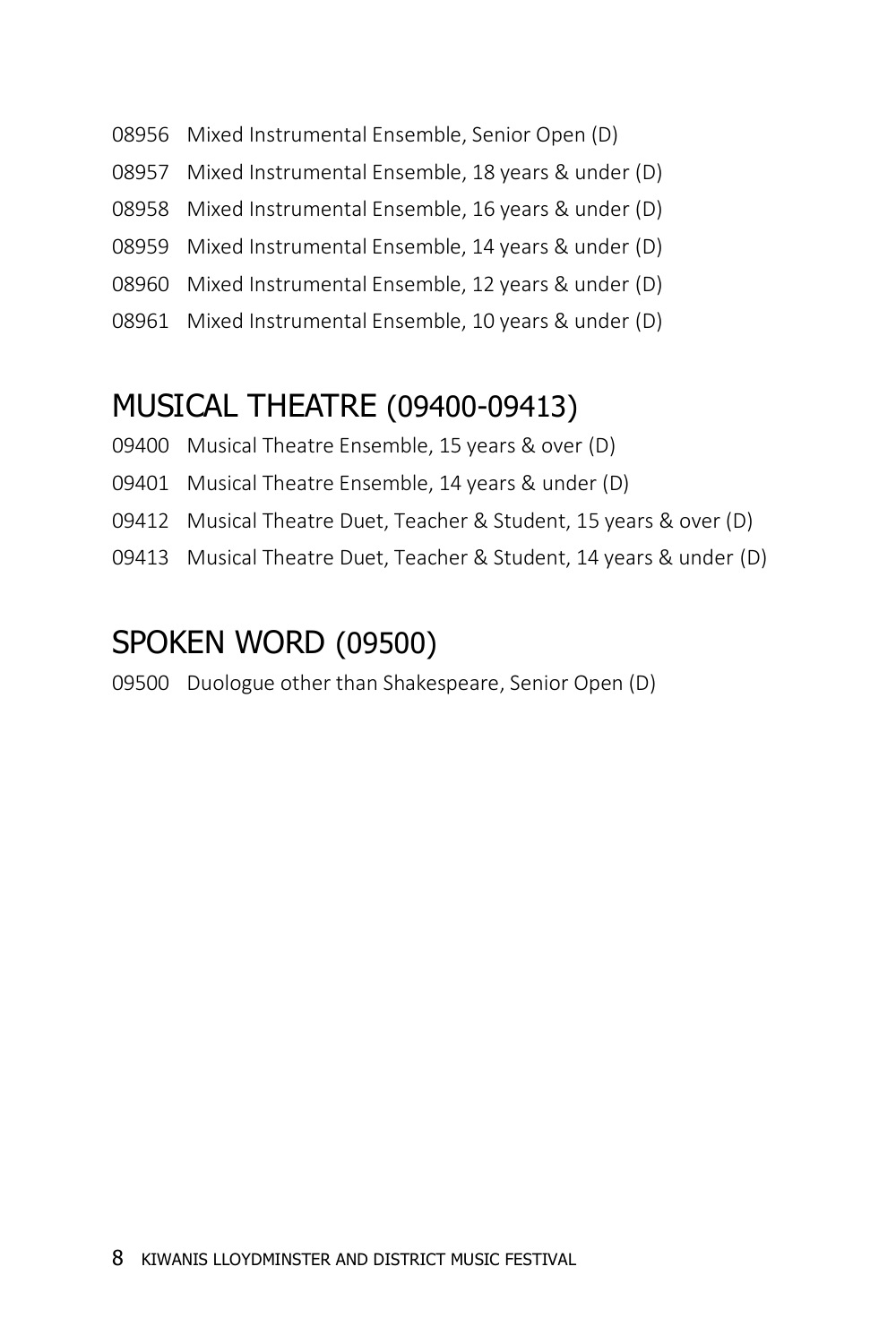08956 Mixed Instrumental Ensemble, Senior Open (D)

08957 Mixed Instrumental Ensemble, 18 years & under (D)

08958 Mixed Instrumental Ensemble, 16 years & under (D)

08959 Mixed Instrumental Ensemble, 14 years & under (D)

08960 Mixed Instrumental Ensemble, 12 years & under (D)

08961 Mixed Instrumental Ensemble, 10 years & under (D)

## MUSICAL THEATRE (09400-09413)

09400 Musical Theatre Ensemble, 15 years & over (D)

09401 Musical Theatre Ensemble, 14 years & under (D)

09412 Musical Theatre Duet, Teacher & Student, 15 years & over (D)

09413 Musical Theatre Duet, Teacher & Student, 14 years & under (D)

## SPOKEN WORD (09500)

09500 Duologue other than Shakespeare, Senior Open (D)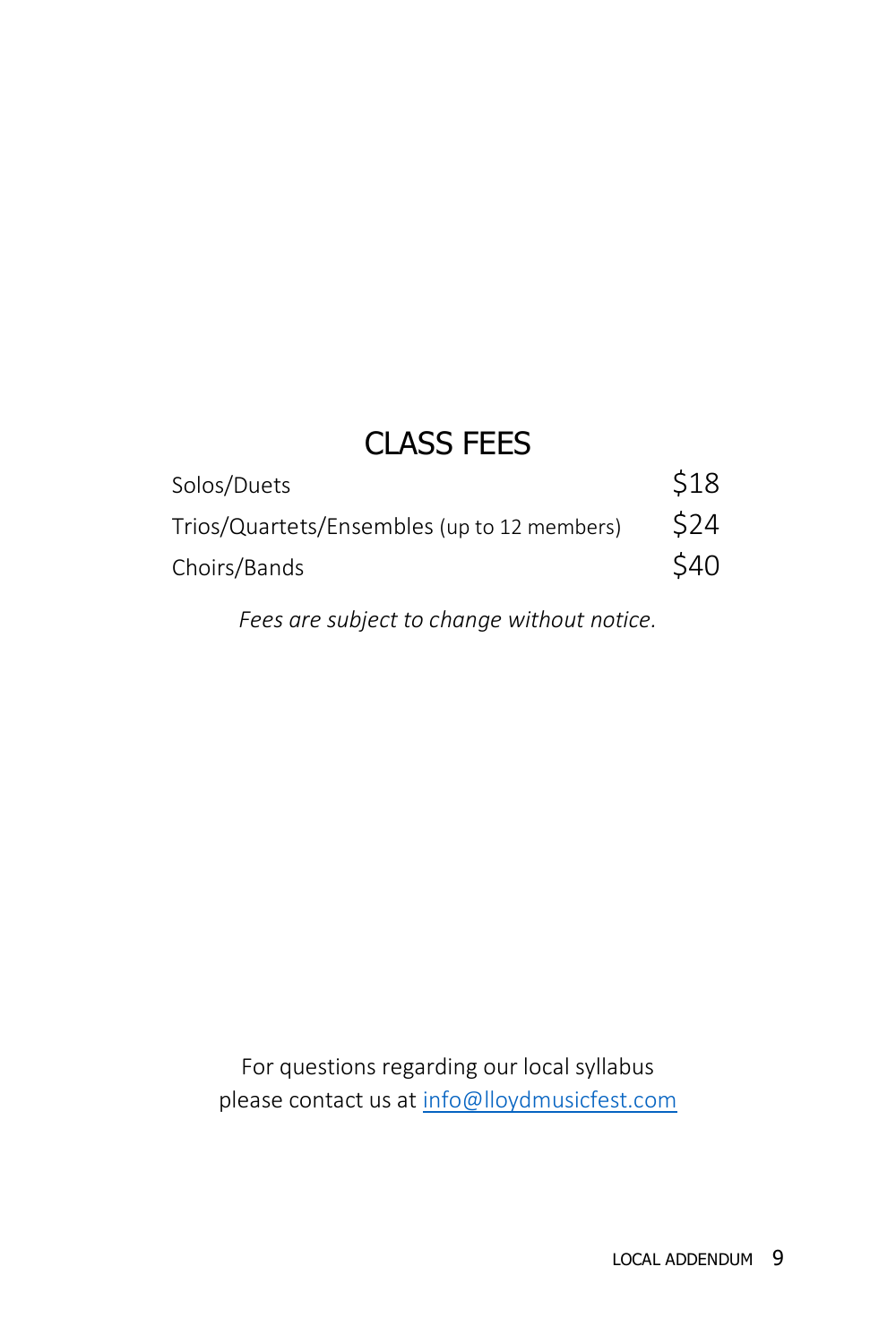## CLASS FEES

| | |
|---|---|
| Solos/Duets | $18 |
| Trios/Quartets/Ensembles (up to 12 members) | $24 |
| Choirs/Bands | $40 |

*Fees are subject to change without notice.*

For questions regarding our local syllabus please contact us at info@lloydmusicfest.com